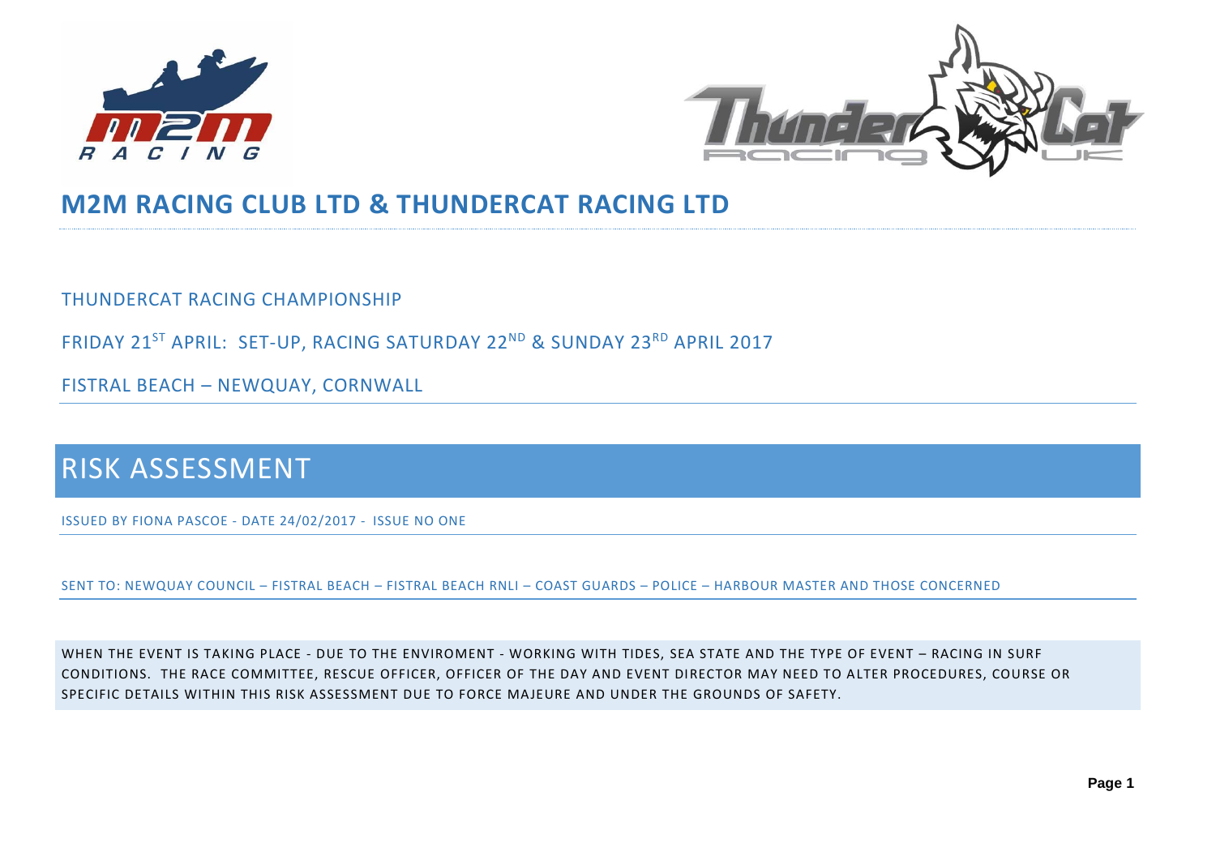# M2M RACING CLUB LTD & THUNDERCAT RACING LTD

THUNDERCAT RACING CHAMPIONSHIP

FRIDAY 21ST APRIL: SET-UP, RACING SATURDAY 22ND & SUNDAY 23RD APRIL 2017

FISTRAL BEACH – NEWQUAY, CORNWALL

## RISK ASSESSMENT

ISSUED BY FIONA PASCOE - DATE 24/02/2017 - ISSUE NO ONE

SENT TO: NEWQUAY COUNCIL – FISTRAL BEACH – FISTRAL BEACH RNLI – COAST GUARDS – POLICE – HARBOUR MASTER AND THOSE CONCERNED

WHEN THE EVENT IS TAKING PLACE - DUE TO THE ENVIROMENT - WORKING WITH TIDES, SEA STATE AND THE TYPE OF EVENT – RACING IN SURF CONDITIONS. THE RACE COMMITTEE, RESCUE OFFICER, OFFICER OF THE DAY AND EVENT DIRECTOR MAY NEED TO ALTER PROCEDURES, COURSE OR SPECIFIC DETAILS WITHIN THIS RISK ASSESSMENT DUE TO FORCE MAJEURE AND UNDER THE GROUNDS OF SAFETY.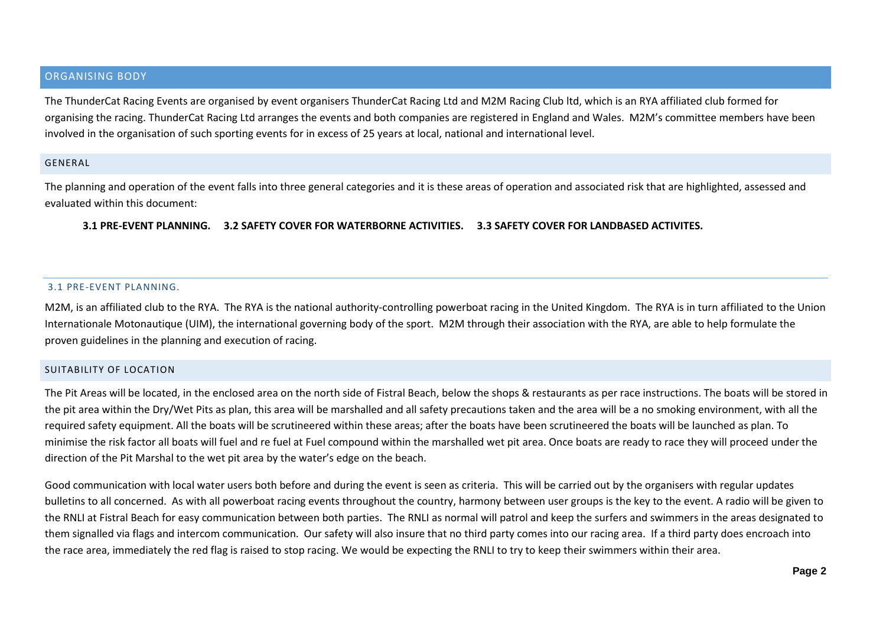## ORGANISING BODY

The ThunderCat Racing Events are organised by event organisers ThunderCat Racing Ltd and M2M Racing Club ltd, which is an RYA affiliated club formed for organising the racing. ThunderCat Racing Ltd arranges the events and both companies are registered in England and Wales. M2M's committee members have been involved in the organisation of such sporting events for in excess of 25 years at local, national and international level.

### GENERAL

The planning and operation of the event falls into three general categories and it is these areas of operation and associated risk that are highlighted, assessed and evaluated within this document:

**3.1 PRE-EVENT PLANNING. 3.2 SAFETY COVER FOR WATERBORNE ACTIVITIES. 3.3 SAFETY COVER FOR LANDBASED ACTIVITES.**

### 3.1 PRE-EVENT PLANNING.

M2M, is an affiliated club to the RYA. The RYA is the national authority-controlling powerboat racing in the United Kingdom. The RYA is in turn affiliated to the Union Internationale Motonautique (UIM), the international governing body of the sport. M2M through their association with the RYA, are able to help formulate the proven guidelines in the planning and execution of racing.

### SUITABILITY OF LOCATION

The Pit Areas will be located, in the enclosed area on the north side of Fistral Beach, below the shops & restaurants as per race instructions. The boats will be stored in the pit area within the Dry/Wet Pits as plan, this area will be marshalled and all safety precautions taken and the area will be a no smoking environment, with all the required safety equipment. All the boats will be scrutineered within these areas; after the boats have been scrutineered the boats will be launched as plan. To minimise the risk factor all boats will fuel and re fuel at Fuel compound within the marshalled wet pit area. Once boats are ready to race they will proceed under the direction of the Pit Marshal to the wet pit area by the water's edge on the beach.

Good communication with local water users both before and during the event is seen as criteria. This will be carried out by the organisers with regular updates bulletins to all concerned. As with all powerboat racing events throughout the country, harmony between user groups is the key to the event. A radio will be given to the RNLI at Fistral Beach for easy communication between both parties. The RNLI as normal will patrol and keep the surfers and swimmers in the areas designated to them signalled via flags and intercom communication. Our safety will also insure that no third party comes into our racing area. If a third party does encroach into the race area, immediately the red flag is raised to stop racing. We would be expecting the RNLI to try to keep their swimmers within their area.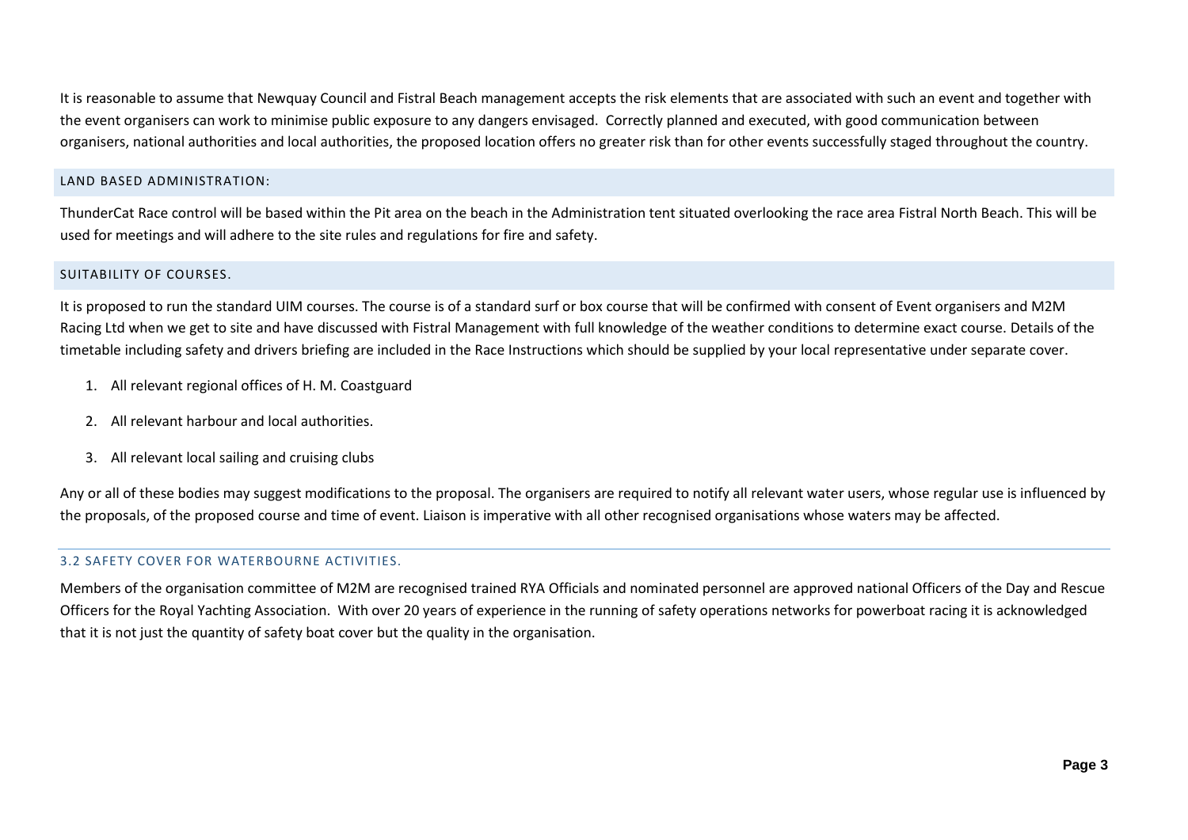It is reasonable to assume that Newquay Council and Fistral Beach management accepts the risk elements that are associated with such an event and together with the event organisers can work to minimise public exposure to any dangers envisaged. Correctly planned and executed, with good communication between organisers, national authorities and local authorities, the proposed location offers no greater risk than for other events successfully staged throughout the country.

### LAND BASED ADMINISTRATION:

ThunderCat Race control will be based within the Pit area on the beach in the Administration tent situated overlooking the race area Fistral North Beach. This will be used for meetings and will adhere to the site rules and regulations for fire and safety.

### SUITABILITY OF COURSES.

It is proposed to run the standard UIM courses. The course is of a standard surf or box course that will be confirmed with consent of Event organisers and M2M Racing Ltd when we get to site and have discussed with Fistral Management with full knowledge of the weather conditions to determine exact course. Details of the timetable including safety and drivers briefing are included in the Race Instructions which should be supplied by your local representative under separate cover.

1. All relevant regional offices of H. M. Coastguard
2. All relevant harbour and local authorities.
3. All relevant local sailing and cruising clubs

Any or all of these bodies may suggest modifications to the proposal. The organisers are required to notify all relevant water users, whose regular use is influenced by the proposals, of the proposed course and time of event. Liaison is imperative with all other recognised organisations whose waters may be affected.

## 3.2 SAFETY COVER FOR WATERBOURNE ACTIVITIES.

Members of the organisation committee of M2M are recognised trained RYA Officials and nominated personnel are approved national Officers of the Day and Rescue Officers for the Royal Yachting Association. With over 20 years of experience in the running of safety operations networks for powerboat racing it is acknowledged that it is not just the quantity of safety boat cover but the quality in the organisation.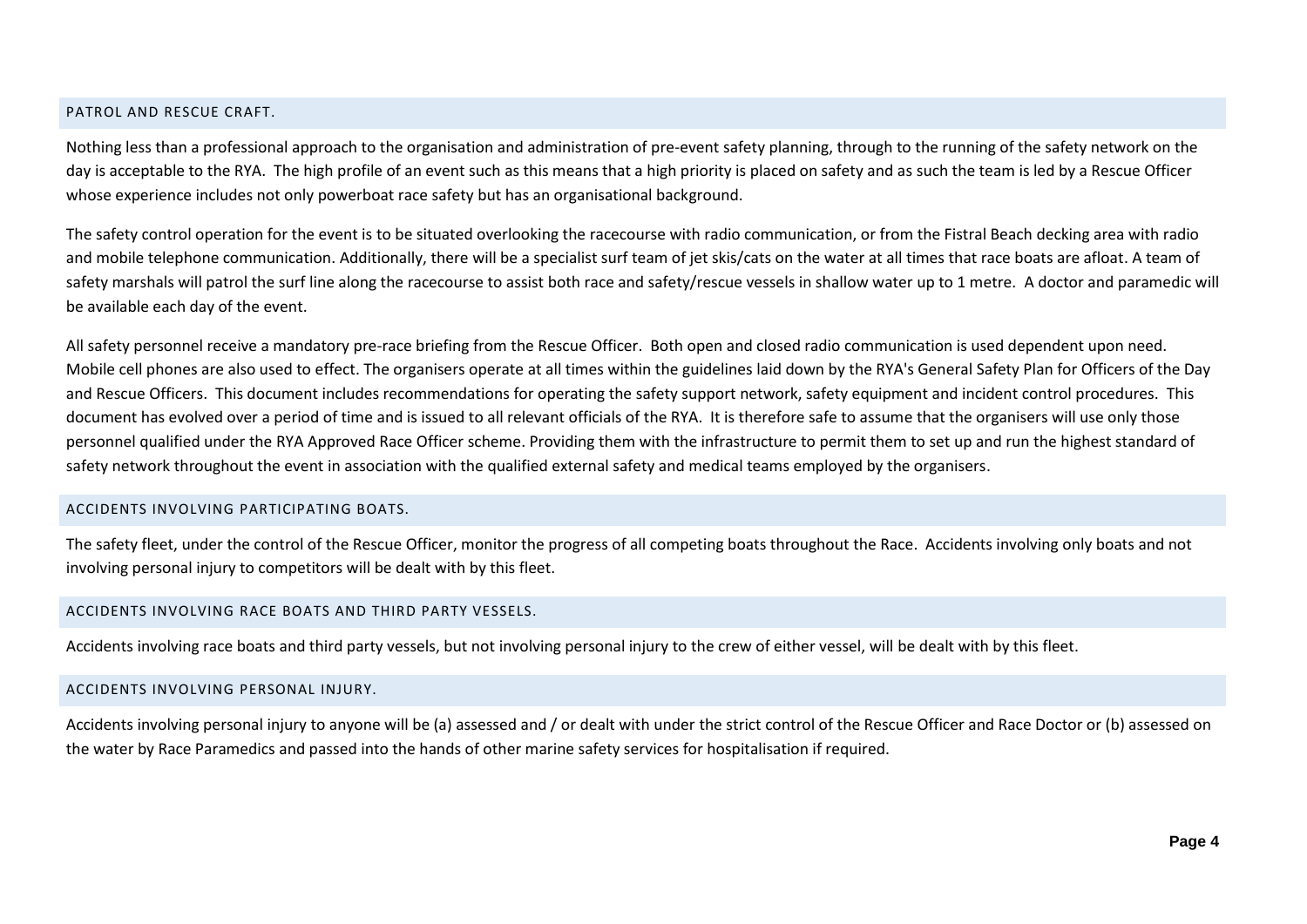## PATROL AND RESCUE CRAFT.

Nothing less than a professional approach to the organisation and administration of pre-event safety planning, through to the running of the safety network on the day is acceptable to the RYA. The high profile of an event such as this means that a high priority is placed on safety and as such the team is led by a Rescue Officer whose experience includes not only powerboat race safety but has an organisational background.

The safety control operation for the event is to be situated overlooking the racecourse with radio communication, or from the Fistral Beach decking area with radio and mobile telephone communication. Additionally, there will be a specialist surf team of jet skis/cats on the water at all times that race boats are afloat. A team of safety marshals will patrol the surf line along the racecourse to assist both race and safety/rescue vessels in shallow water up to 1 metre. A doctor and paramedic will be available each day of the event.

All safety personnel receive a mandatory pre-race briefing from the Rescue Officer. Both open and closed radio communication is used dependent upon need. Mobile cell phones are also used to effect. The organisers operate at all times within the guidelines laid down by the RYA's General Safety Plan for Officers of the Day and Rescue Officers. This document includes recommendations for operating the safety support network, safety equipment and incident control procedures. This document has evolved over a period of time and is issued to all relevant officials of the RYA. It is therefore safe to assume that the organisers will use only those personnel qualified under the RYA Approved Race Officer scheme. Providing them with the infrastructure to permit them to set up and run the highest standard of safety network throughout the event in association with the qualified external safety and medical teams employed by the organisers.

## ACCIDENTS INVOLVING PARTICIPATING BOATS.

The safety fleet, under the control of the Rescue Officer, monitor the progress of all competing boats throughout the Race. Accidents involving only boats and not involving personal injury to competitors will be dealt with by this fleet.

## ACCIDENTS INVOLVING RACE BOATS AND THIRD PARTY VESSELS.

Accidents involving race boats and third party vessels, but not involving personal injury to the crew of either vessel, will be dealt with by this fleet.

## ACCIDENTS INVOLVING PERSONAL INJURY.

Accidents involving personal injury to anyone will be (a) assessed and / or dealt with under the strict control of the Rescue Officer and Race Doctor or (b) assessed on the water by Race Paramedics and passed into the hands of other marine safety services for hospitalisation if required.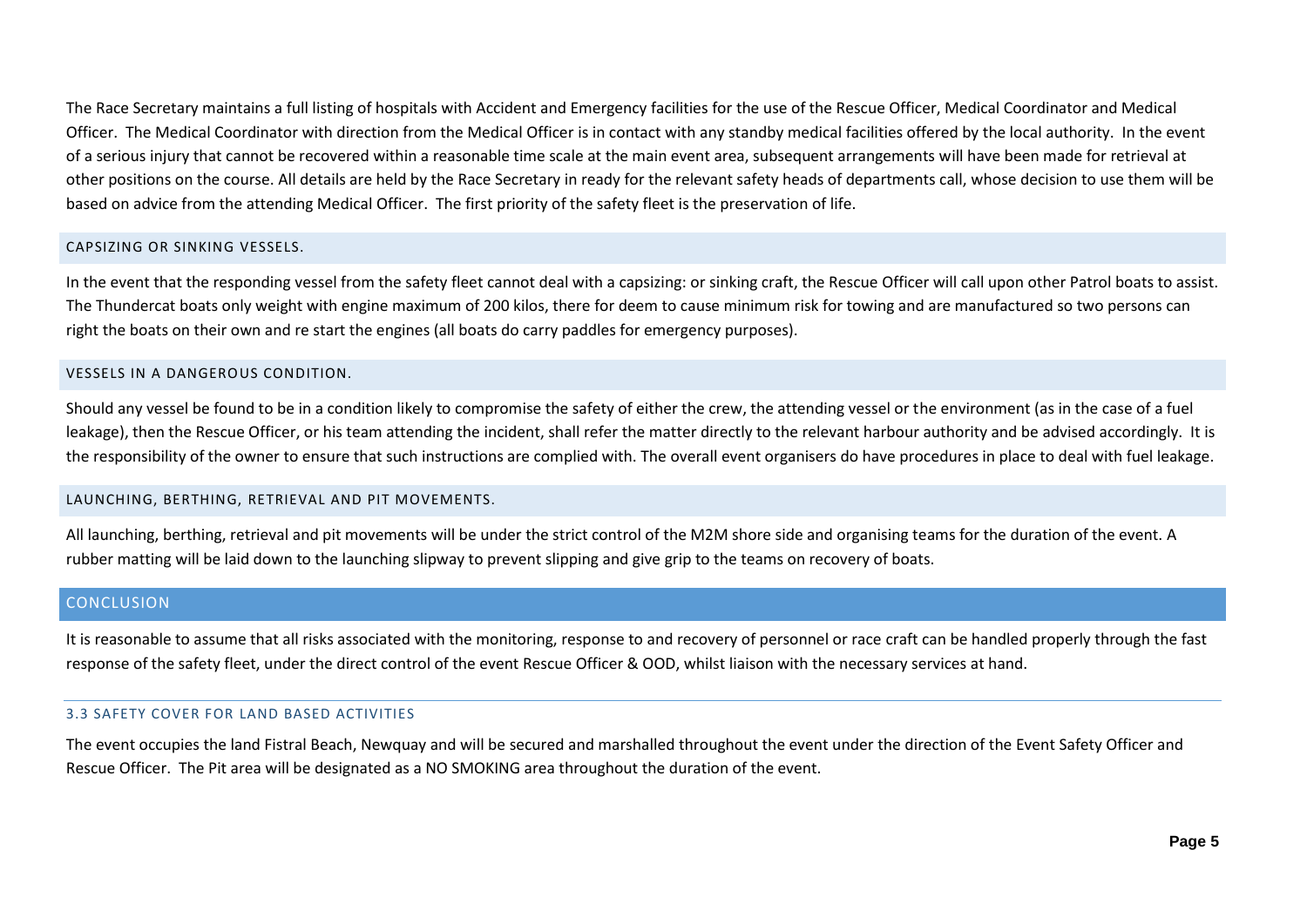The Race Secretary maintains a full listing of hospitals with Accident and Emergency facilities for the use of the Rescue Officer, Medical Coordinator and Medical Officer. The Medical Coordinator with direction from the Medical Officer is in contact with any standby medical facilities offered by the local authority. In the event of a serious injury that cannot be recovered within a reasonable time scale at the main event area, subsequent arrangements will have been made for retrieval at other positions on the course. All details are held by the Race Secretary in ready for the relevant safety heads of departments call, whose decision to use them will be based on advice from the attending Medical Officer. The first priority of the safety fleet is the preservation of life.

### CAPSIZING OR SINKING VESSELS.

In the event that the responding vessel from the safety fleet cannot deal with a capsizing: or sinking craft, the Rescue Officer will call upon other Patrol boats to assist. The Thundercat boats only weight with engine maximum of 200 kilos, there for deem to cause minimum risk for towing and are manufactured so two persons can right the boats on their own and re start the engines (all boats do carry paddles for emergency purposes).

### VESSELS IN A DANGEROUS CONDITION.

Should any vessel be found to be in a condition likely to compromise the safety of either the crew, the attending vessel or the environment (as in the case of a fuel leakage), then the Rescue Officer, or his team attending the incident, shall refer the matter directly to the relevant harbour authority and be advised accordingly. It is the responsibility of the owner to ensure that such instructions are complied with. The overall event organisers do have procedures in place to deal with fuel leakage.

### LAUNCHING, BERTHING, RETRIEVAL AND PIT MOVEMENTS.

All launching, berthing, retrieval and pit movements will be under the strict control of the M2M shore side and organising teams for the duration of the event. A rubber matting will be laid down to the launching slipway to prevent slipping and give grip to the teams on recovery of boats.

## CONCLUSION

It is reasonable to assume that all risks associated with the monitoring, response to and recovery of personnel or race craft can be handled properly through the fast response of the safety fleet, under the direct control of the event Rescue Officer & OOD, whilst liaison with the necessary services at hand.

### 3.3 SAFETY COVER FOR LAND BASED ACTIVITIES

The event occupies the land Fistral Beach, Newquay and will be secured and marshalled throughout the event under the direction of the Event Safety Officer and Rescue Officer. The Pit area will be designated as a NO SMOKING area throughout the duration of the event.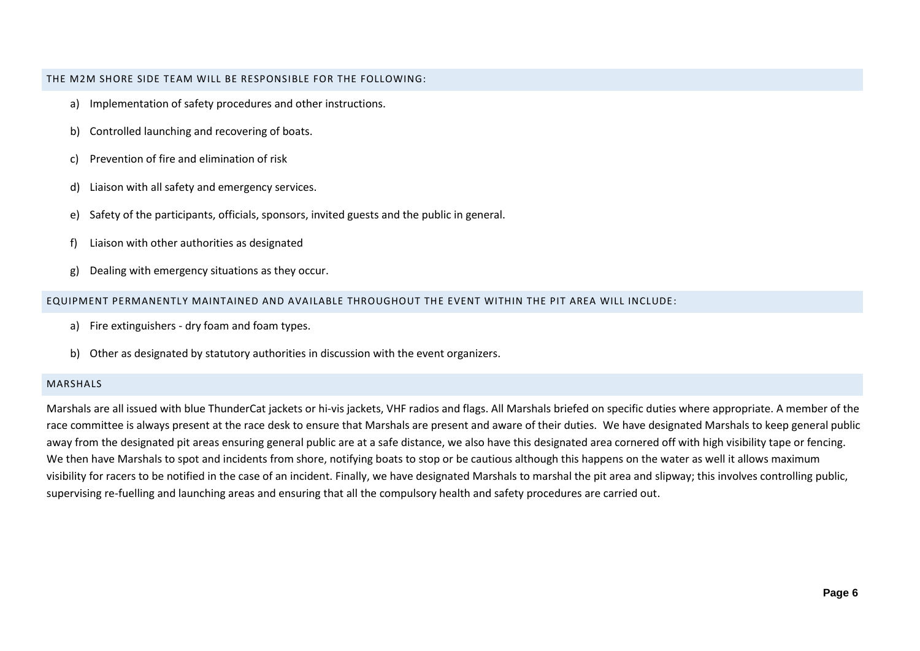## THE M2M SHORE SIDE TEAM WILL BE RESPONSIBLE FOR THE FOLLOWING:

a) Implementation of safety procedures and other instructions.

b) Controlled launching and recovering of boats.

c) Prevention of fire and elimination of risk

d) Liaison with all safety and emergency services.

e) Safety of the participants, officials, sponsors, invited guests and the public in general.

f) Liaison with other authorities as designated

g) Dealing with emergency situations as they occur.

## EQUIPMENT PERMANENTLY MAINTAINED AND AVAILABLE THROUGHOUT THE EVENT WITHIN THE PIT AREA WILL INCLUDE:

a) Fire extinguishers - dry foam and foam types.

b) Other as designated by statutory authorities in discussion with the event organizers.

## MARSHALS

Marshals are all issued with blue ThunderCat jackets or hi-vis jackets, VHF radios and flags. All Marshals briefed on specific duties where appropriate. A member of the race committee is always present at the race desk to ensure that Marshals are present and aware of their duties. We have designated Marshals to keep general public away from the designated pit areas ensuring general public are at a safe distance, we also have this designated area cornered off with high visibility tape or fencing. We then have Marshals to spot and incidents from shore, notifying boats to stop or be cautious although this happens on the water as well it allows maximum visibility for racers to be notified in the case of an incident. Finally, we have designated Marshals to marshal the pit area and slipway; this involves controlling public, supervising re-fuelling and launching areas and ensuring that all the compulsory health and safety procedures are carried out.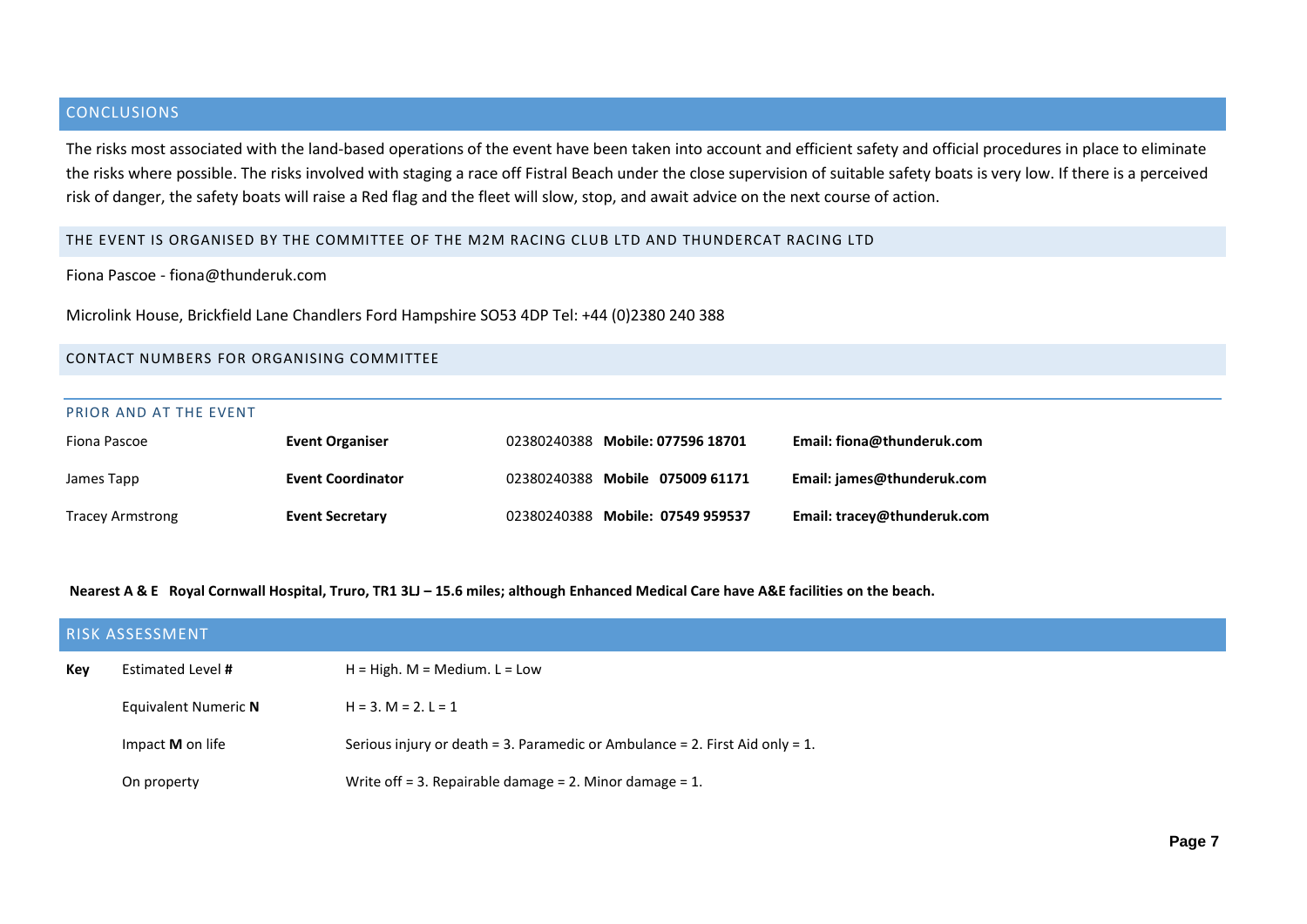## CONCLUSIONS

The risks most associated with the land-based operations of the event have been taken into account and efficient safety and official procedures in place to eliminate the risks where possible. The risks involved with staging a race off Fistral Beach under the close supervision of suitable safety boats is very low. If there is a perceived risk of danger, the safety boats will raise a Red flag and the fleet will slow, stop, and await advice on the next course of action.

### THE EVENT IS ORGANISED BY THE COMMITTEE OF THE M2M RACING CLUB LTD AND THUNDERCAT RACING LTD

Fiona Pascoe - fiona@thunderuk.com

Microlink House, Brickfield Lane Chandlers Ford Hampshire SO53 4DP Tel: +44 (0)2380 240 388

### CONTACT NUMBERS FOR ORGANISING COMMITTEE

#### PRIOR AND AT THE EVENT

| | | | |
|---|---|---|---|
| Fiona Pascoe | **Event Organiser** | 02380240388 **Mobile: 077596 18701** | **Email: fiona@thunderuk.com** |
| James Tapp | **Event Coordinator** | 02380240388 **Mobile 075009 61171** | **Email: james@thunderuk.com** |
| Tracey Armstrong | **Event Secretary** | 02380240388 **Mobile: 07549 959537** | **Email: tracey@thunderuk.com** |

**Nearest A & E Royal Cornwall Hospital, Truro, TR1 3LJ – 15.6 miles; although Enhanced Medical Care have A&E facilities on the beach.**

## RISK ASSESSMENT

| | | |
|---|---|---|
| **Key** | Estimated Level **#** | H = High. M = Medium. L = Low |
| | Equivalent Numeric **N** | H = 3. M = 2. L = 1 |
| | Impact **M** on life | Serious injury or death = 3. Paramedic or Ambulance = 2. First Aid only = 1. |
| | On property | Write off = 3. Repairable damage = 2. Minor damage = 1. |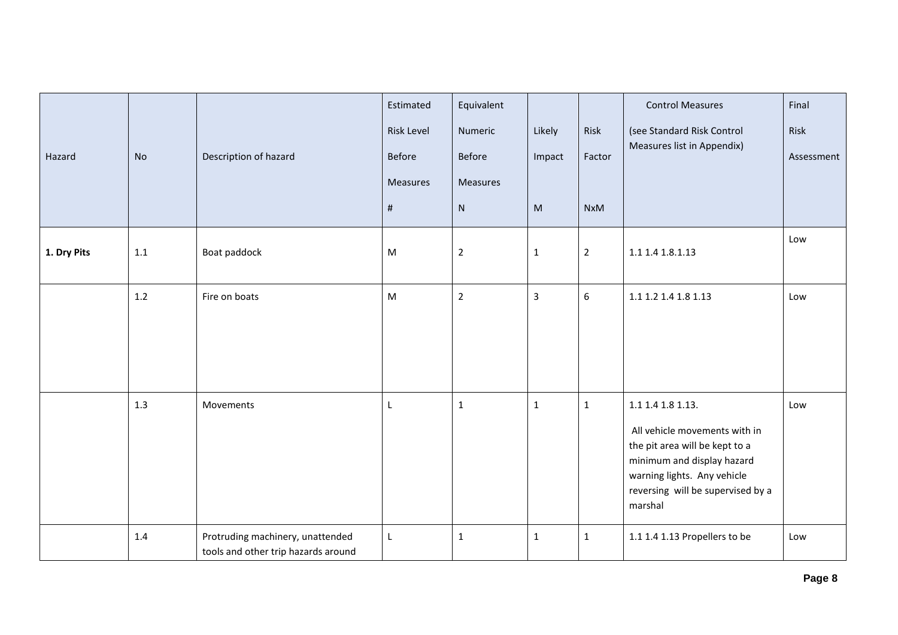| Hazard | No | Description of hazard | Estimated Risk Level Before Measures # | Equivalent Numeric Before Measures N | Likely Impact M | Risk Factor NxM | Control Measures (see Standard Risk Control Measures list in Appendix) | Final Risk Assessment |
|---|---|---|---|---|---|---|---|---|
| **1. Dry Pits** | 1.1 | Boat paddock | M | 2 | 1 | 2 | 1.1 1.4 1.8.1.13 | Low |
| | 1.2 | Fire on boats | M | 2 | 3 | 6 | 1.1 1.2 1.4 1.8 1.13 | Low |
| | 1.3 | Movements | L | 1 | 1 | 1 | 1.1 1.4 1.8 1.13. All vehicle movements with in the pit area will be kept to a minimum and display hazard warning lights. Any vehicle reversing will be supervised by a marshal | Low |
| | 1.4 | Protruding machinery, unattended tools and other trip hazards around | L | 1 | 1 | 1 | 1.1 1.4 1.13 Propellers to be | Low |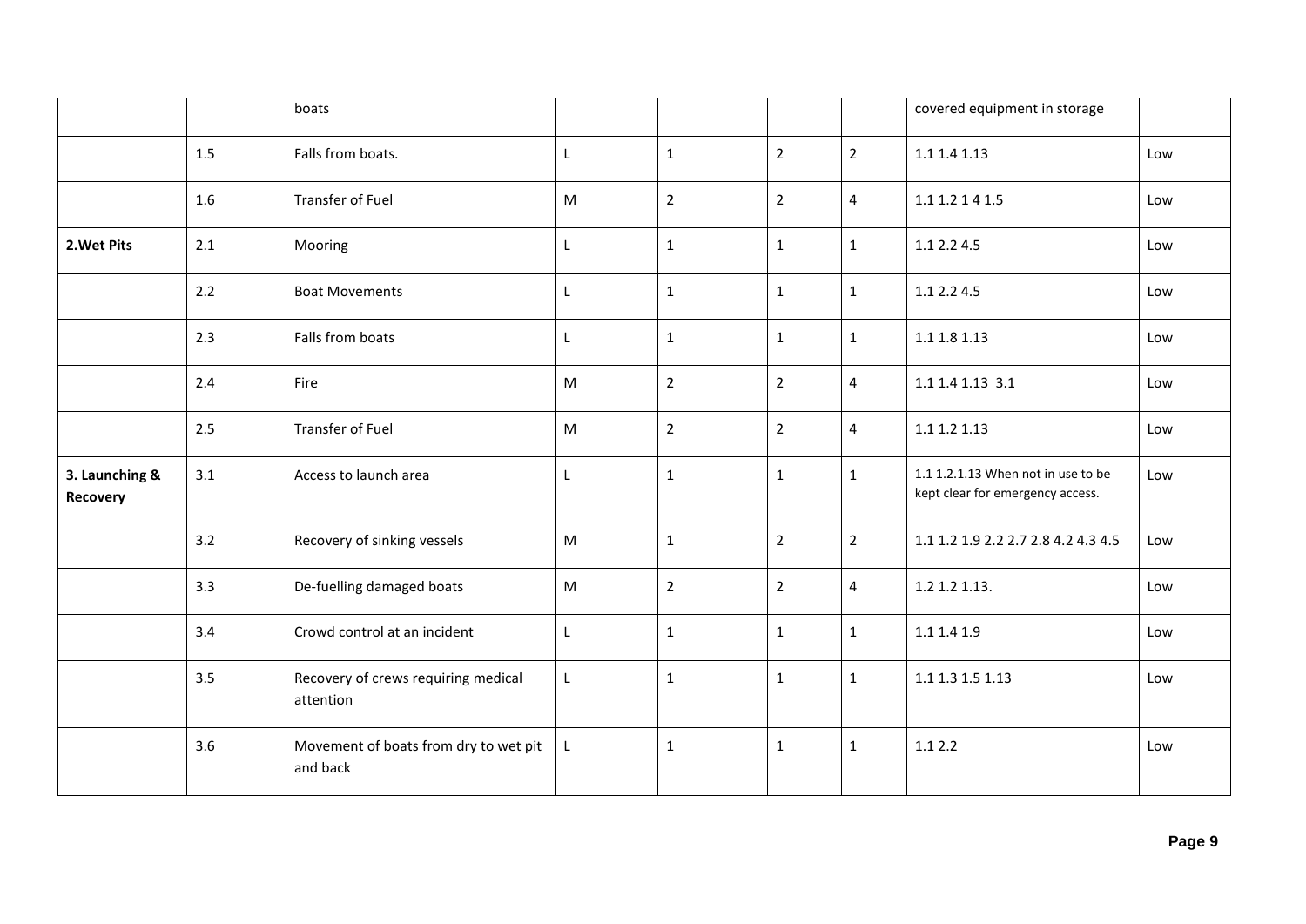| | | | | | | | | |
|---|---|---|---|---|---|---|---|---|
| | | boats | | | | | covered equipment in storage | |
| | 1.5 | Falls from boats. | L | 1 | 2 | 2 | 1.1 1.4 1.13 | Low |
| | 1.6 | Transfer of Fuel | M | 2 | 2 | 4 | 1.1 1.2 1 4 1.5 | Low |
| **2.Wet Pits** | 2.1 | Mooring | L | 1 | 1 | 1 | 1.1 2.2 4.5 | Low |
| | 2.2 | Boat Movements | L | 1 | 1 | 1 | 1.1 2.2 4.5 | Low |
| | 2.3 | Falls from boats | L | 1 | 1 | 1 | 1.1 1.8 1.13 | Low |
| | 2.4 | Fire | M | 2 | 2 | 4 | 1.1 1.4 1.13 3.1 | Low |
| | 2.5 | Transfer of Fuel | M | 2 | 2 | 4 | 1.1 1.2 1.13 | Low |
| **3. Launching & Recovery** | 3.1 | Access to launch area | L | 1 | 1 | 1 | 1.1 1.2.1.13 When not in use to be kept clear for emergency access. | Low |
| | 3.2 | Recovery of sinking vessels | M | 1 | 2 | 2 | 1.1 1.2 1.9 2.2 2.7 2.8 4.2 4.3 4.5 | Low |
| | 3.3 | De-fuelling damaged boats | M | 2 | 2 | 4 | 1.2 1.2 1.13. | Low |
| | 3.4 | Crowd control at an incident | L | 1 | 1 | 1 | 1.1 1.4 1.9 | Low |
| | 3.5 | Recovery of crews requiring medical attention | L | 1 | 1 | 1 | 1.1 1.3 1.5 1.13 | Low |
| | 3.6 | Movement of boats from dry to wet pit and back | L | 1 | 1 | 1 | 1.1 2.2 | Low |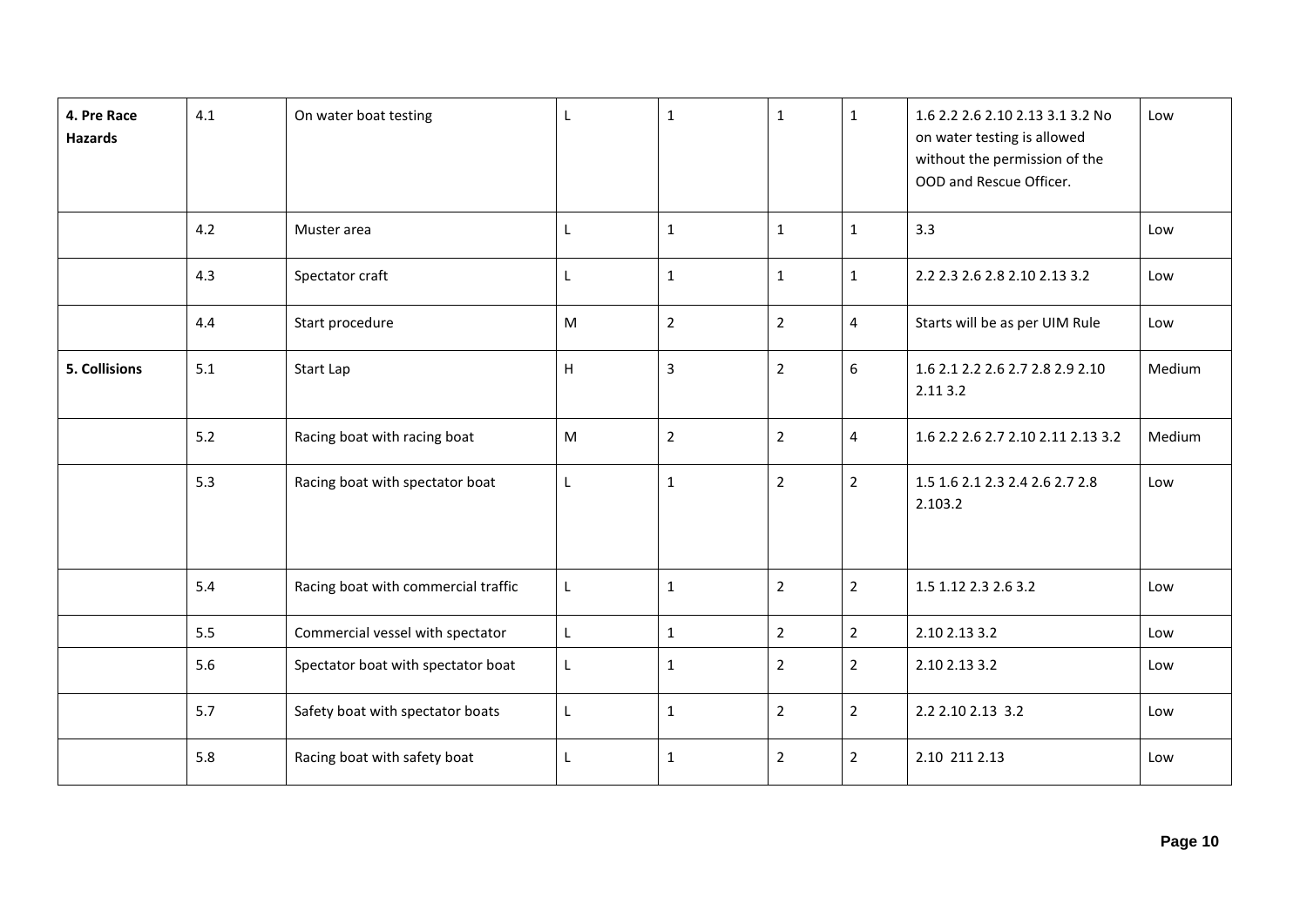| **4. Pre Race Hazards** | 4.1 | On water boat testing | L | 1 | 1 | 1 | 1.6 2.2 2.6 2.10 2.13 3.1 3.2 No on water testing is allowed without the permission of the OOD and Rescue Officer. | Low |
|---|---|---|---|---|---|---|---|---|
| | 4.2 | Muster area | L | 1 | 1 | 1 | 3.3 | Low |
| | 4.3 | Spectator craft | L | 1 | 1 | 1 | 2.2 2.3 2.6 2.8 2.10 2.13 3.2 | Low |
| | 4.4 | Start procedure | M | 2 | 2 | 4 | Starts will be as per UIM Rule | Low |
| **5. Collisions** | 5.1 | Start Lap | H | 3 | 2 | 6 | 1.6 2.1 2.2 2.6 2.7 2.8 2.9 2.10 2.11 3.2 | Medium |
| | 5.2 | Racing boat with racing boat | M | 2 | 2 | 4 | 1.6 2.2 2.6 2.7 2.10 2.11 2.13 3.2 | Medium |
| | 5.3 | Racing boat with spectator boat | L | 1 | 2 | 2 | 1.5 1.6 2.1 2.3 2.4 2.6 2.7 2.8 2.103.2 | Low |
| | 5.4 | Racing boat with commercial traffic | L | 1 | 2 | 2 | 1.5 1.12 2.3 2.6 3.2 | Low |
| | 5.5 | Commercial vessel with spectator | L | 1 | 2 | 2 | 2.10 2.13 3.2 | Low |
| | 5.6 | Spectator boat with spectator boat | L | 1 | 2 | 2 | 2.10 2.13 3.2 | Low |
| | 5.7 | Safety boat with spectator boats | L | 1 | 2 | 2 | 2.2 2.10 2.13 3.2 | Low |
| | 5.8 | Racing boat with safety boat | L | 1 | 2 | 2 | 2.10 211 2.13 | Low |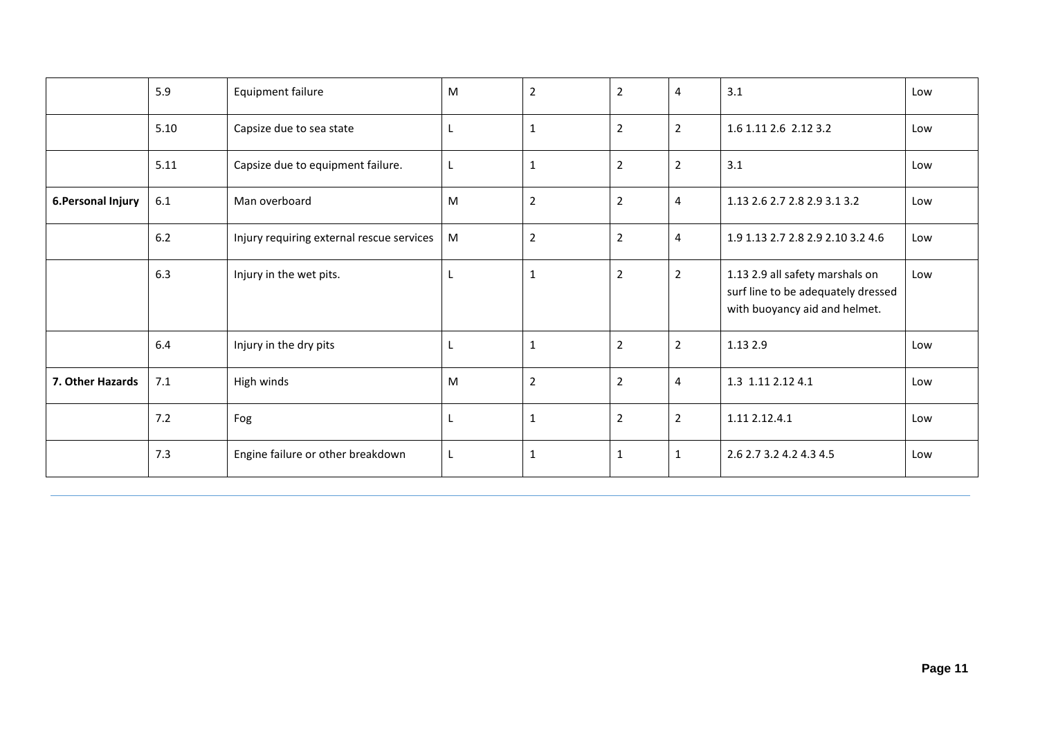|  |  |  |  |  |  |  |  |  |
|---|---|---|---|---|---|---|---|---|
|  | 5.9 | Equipment failure | M | 2 | 2 | 4 | 3.1 | Low |
|  | 5.10 | Capsize due to sea state | L | 1 | 2 | 2 | 1.6 1.11 2.6  2.12 3.2 | Low |
|  | 5.11 | Capsize due to equipment failure. | L | 1 | 2 | 2 | 3.1 | Low |
| **6.Personal Injury** | 6.1 | Man overboard | M | 2 | 2 | 4 | 1.13 2.6 2.7 2.8 2.9 3.1 3.2 | Low |
|  | 6.2 | Injury requiring external rescue services | M | 2 | 2 | 4 | 1.9 1.13 2.7 2.8 2.9 2.10 3.2 4.6 | Low |
|  | 6.3 | Injury in the wet pits. | L | 1 | 2 | 2 | 1.13 2.9 all safety marshals on surf line to be adequately dressed with buoyancy aid and helmet. | Low |
|  | 6.4 | Injury in the dry pits | L | 1 | 2 | 2 | 1.13 2.9 | Low |
| **7. Other Hazards** | 7.1 | High winds | M | 2 | 2 | 4 | 1.3  1.11 2.12 4.1 | Low |
|  | 7.2 | Fog | L | 1 | 2 | 2 | 1.11 2.12.4.1 | Low |
|  | 7.3 | Engine failure or other breakdown | L | 1 | 1 | 1 | 2.6 2.7 3.2 4.2 4.3 4.5 | Low |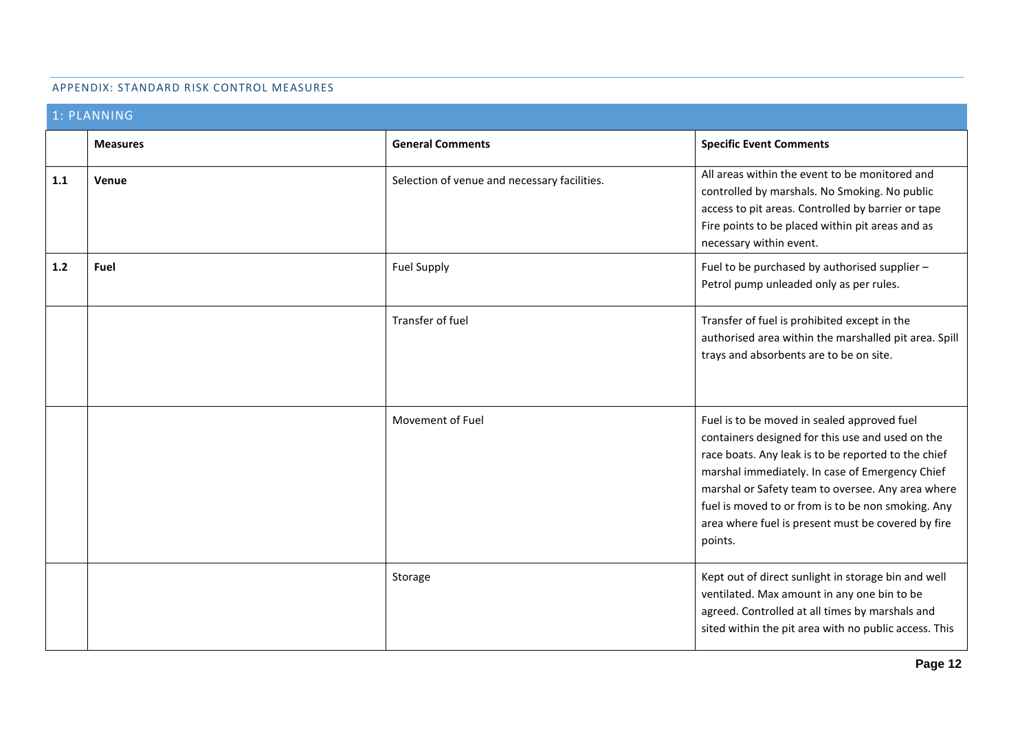## APPENDIX: STANDARD RISK CONTROL MEASURES

| 1: PLANNING | | | |
|---|---|---|---|
| | **Measures** | **General Comments** | **Specific Event Comments** |
| **1.1** | **Venue** | Selection of venue and necessary facilities. | All areas within the event to be monitored and controlled by marshals. No Smoking. No public access to pit areas. Controlled by barrier or tape Fire points to be placed within pit areas and as necessary within event. |
| **1.2** | **Fuel** | Fuel Supply | Fuel to be purchased by authorised supplier – Petrol pump unleaded only as per rules. |
| | | Transfer of fuel | Transfer of fuel is prohibited except in the authorised area within the marshalled pit area. Spill trays and absorbents are to be on site. |
| | | Movement of Fuel | Fuel is to be moved in sealed approved fuel containers designed for this use and used on the race boats. Any leak is to be reported to the chief marshal immediately. In case of Emergency Chief marshal or Safety team to oversee. Any area where fuel is moved to or from is to be non smoking. Any area where fuel is present must be covered by fire points. |
| | | Storage | Kept out of direct sunlight in storage bin and well ventilated. Max amount in any one bin to be agreed. Controlled at all times by marshals and sited within the pit area with no public access. This |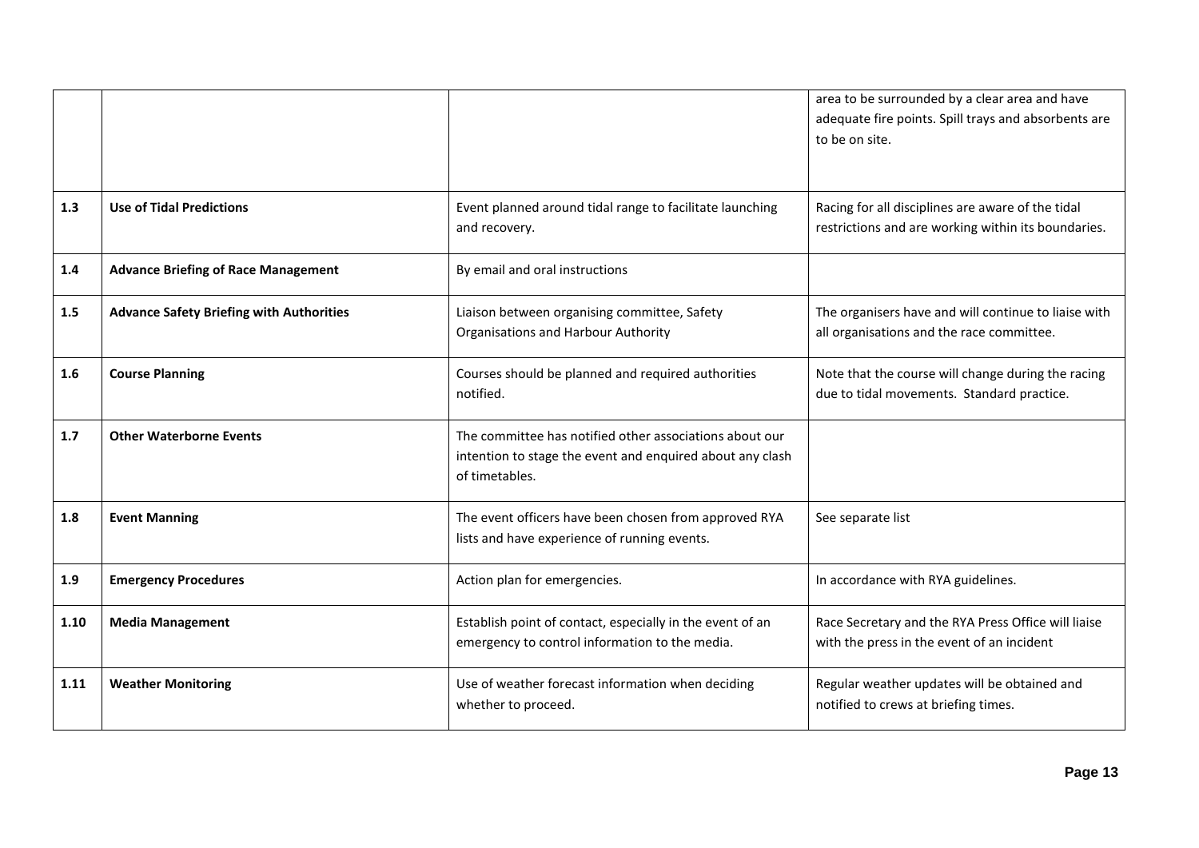| | | | |
|---|---|---|---|
| | | | area to be surrounded by a clear area and have adequate fire points. Spill trays and absorbents are to be on site. |
| 1.3 | **Use of Tidal Predictions** | Event planned around tidal range to facilitate launching and recovery. | Racing for all disciplines are aware of the tidal restrictions and are working within its boundaries. |
| 1.4 | **Advance Briefing of Race Management** | By email and oral instructions | |
| 1.5 | **Advance Safety Briefing with Authorities** | Liaison between organising committee, Safety Organisations and Harbour Authority | The organisers have and will continue to liaise with all organisations and the race committee. |
| 1.6 | **Course Planning** | Courses should be planned and required authorities notified. | Note that the course will change during the racing due to tidal movements. Standard practice. |
| 1.7 | **Other Waterborne Events** | The committee has notified other associations about our intention to stage the event and enquired about any clash of timetables. | |
| 1.8 | **Event Manning** | The event officers have been chosen from approved RYA lists and have experience of running events. | See separate list |
| 1.9 | **Emergency Procedures** | Action plan for emergencies. | In accordance with RYA guidelines. |
| 1.10 | **Media Management** | Establish point of contact, especially in the event of an emergency to control information to the media. | Race Secretary and the RYA Press Office will liaise with the press in the event of an incident |
| 1.11 | **Weather Monitoring** | Use of weather forecast information when deciding whether to proceed. | Regular weather updates will be obtained and notified to crews at briefing times. |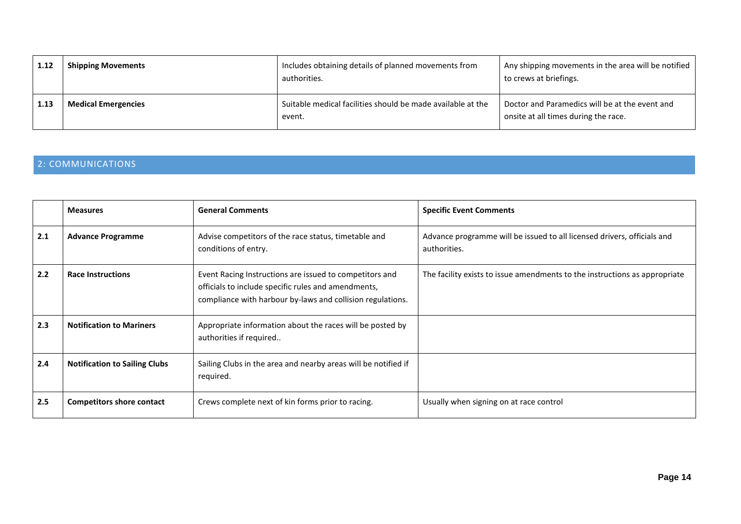| | | | |
|---|---|---|---|
| **1.12** | **Shipping Movements** | Includes obtaining details of planned movements from authorities. | Any shipping movements in the area will be notified to crews at briefings. |
| **1.13** | **Medical Emergencies** | Suitable medical facilities should be made available at the event. | Doctor and Paramedics will be at the event and onsite at all times during the race. |

## 2: COMMUNICATIONS

| | **Measures** | **General Comments** | **Specific Event Comments** |
|---|---|---|---|
| **2.1** | **Advance Programme** | Advise competitors of the race status, timetable and conditions of entry. | Advance programme will be issued to all licensed drivers, officials and authorities. |
| **2.2** | **Race Instructions** | Event Racing Instructions are issued to competitors and officials to include specific rules and amendments, compliance with harbour by-laws and collision regulations. | The facility exists to issue amendments to the instructions as appropriate |
| **2.3** | **Notification to Mariners** | Appropriate information about the races will be posted by authorities if required.. | |
| **2.4** | **Notification to Sailing Clubs** | Sailing Clubs in the area and nearby areas will be notified if required. | |
| **2.5** | **Competitors shore contact** | Crews complete next of kin forms prior to racing. | Usually when signing on at race control |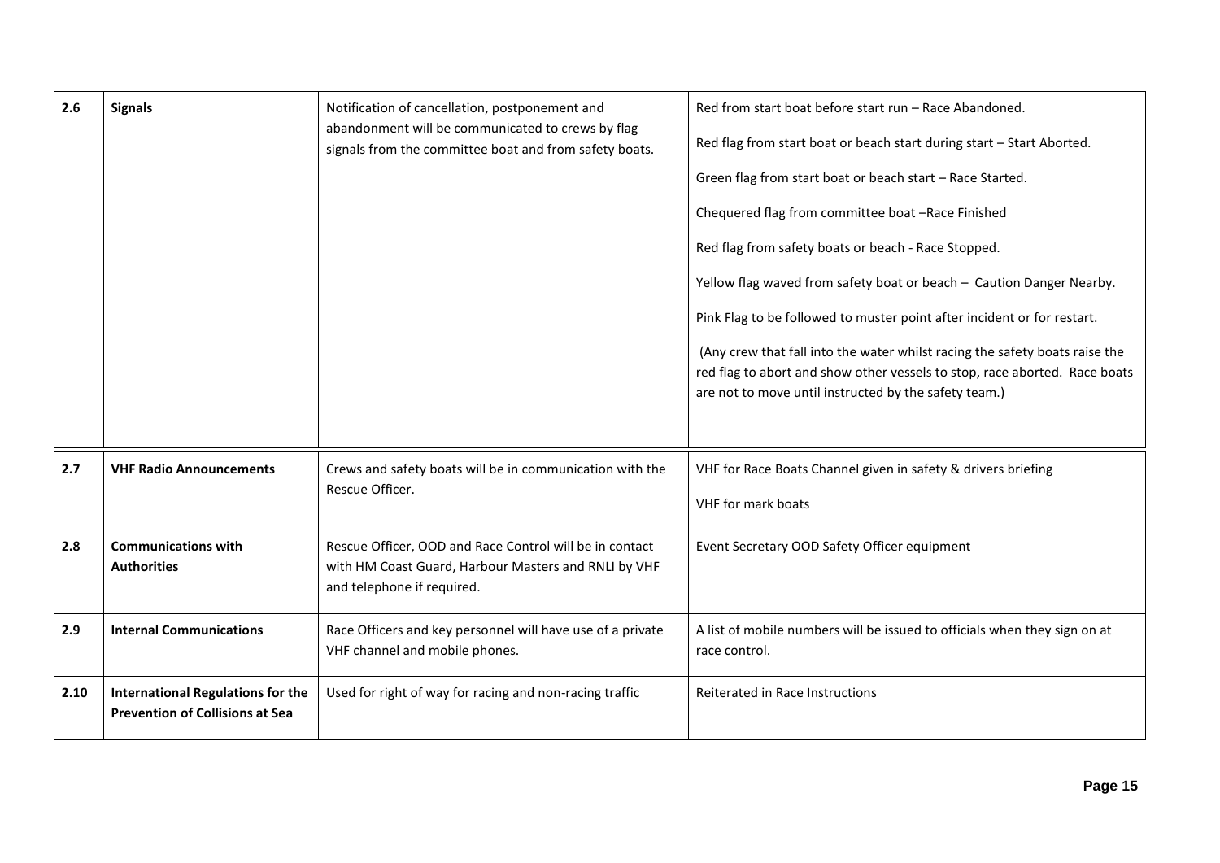| 2.6 | **Signals** | Notification of cancellation, postponement and abandonment will be communicated to crews by flag signals from the committee boat and from safety boats. | Red from start boat before start run – Race Abandoned.<br><br>Red flag from start boat or beach start during start – Start Aborted.<br><br>Green flag from start boat or beach start – Race Started.<br><br>Chequered flag from committee boat –Race Finished<br><br>Red flag from safety boats or beach - Race Stopped.<br><br>Yellow flag waved from safety boat or beach – Caution Danger Nearby.<br><br>Pink Flag to be followed to muster point after incident or for restart.<br><br>(Any crew that fall into the water whilst racing the safety boats raise the red flag to abort and show other vessels to stop, race aborted. Race boats are not to move until instructed by the safety team.) |
|---|---|---|---|
| 2.7 | **VHF Radio Announcements** | Crews and safety boats will be in communication with the Rescue Officer. | VHF for Race Boats Channel given in safety & drivers briefing<br><br>VHF for mark boats |
| 2.8 | **Communications with Authorities** | Rescue Officer, OOD and Race Control will be in contact with HM Coast Guard, Harbour Masters and RNLI by VHF and telephone if required. | Event Secretary OOD Safety Officer equipment |
| 2.9 | **Internal Communications** | Race Officers and key personnel will have use of a private VHF channel and mobile phones. | A list of mobile numbers will be issued to officials when they sign on at race control. |
| 2.10 | **International Regulations for the Prevention of Collisions at Sea** | Used for right of way for racing and non-racing traffic | Reiterated in Race Instructions |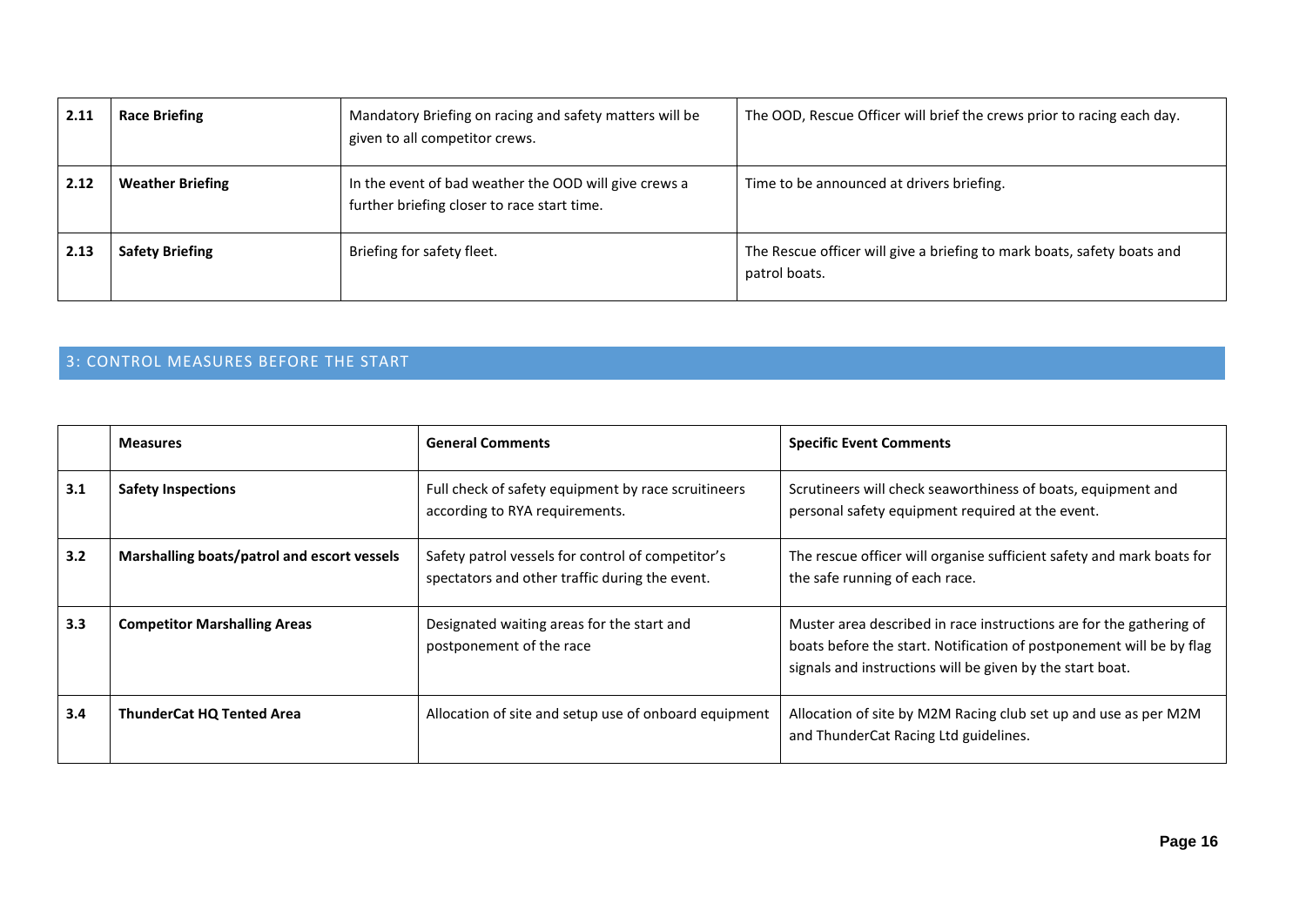| 2.11 | **Race Briefing** | Mandatory Briefing on racing and safety matters will be given to all competitor crews. | The OOD, Rescue Officer will brief the crews prior to racing each day. |
|---|---|---|---|
| 2.12 | **Weather Briefing** | In the event of bad weather the OOD will give crews a further briefing closer to race start time. | Time to be announced at drivers briefing. |
| 2.13 | **Safety Briefing** | Briefing for safety fleet. | The Rescue officer will give a briefing to mark boats, safety boats and patrol boats. |

## 3: CONTROL MEASURES BEFORE THE START

| | **Measures** | **General Comments** | **Specific Event Comments** |
|---|---|---|---|
| 3.1 | **Safety Inspections** | Full check of safety equipment by race scruitineers according to RYA requirements. | Scrutineers will check seaworthiness of boats, equipment and personal safety equipment required at the event. |
| 3.2 | **Marshalling boats/patrol and escort vessels** | Safety patrol vessels for control of competitor's spectators and other traffic during the event. | The rescue officer will organise sufficient safety and mark boats for the safe running of each race. |
| 3.3 | **Competitor Marshalling Areas** | Designated waiting areas for the start and postponement of the race | Muster area described in race instructions are for the gathering of boats before the start. Notification of postponement will be by flag signals and instructions will be given by the start boat. |
| 3.4 | **ThunderCat HQ Tented Area** | Allocation of site and setup use of onboard equipment | Allocation of site by M2M Racing club set up and use as per M2M and ThunderCat Racing Ltd guidelines. |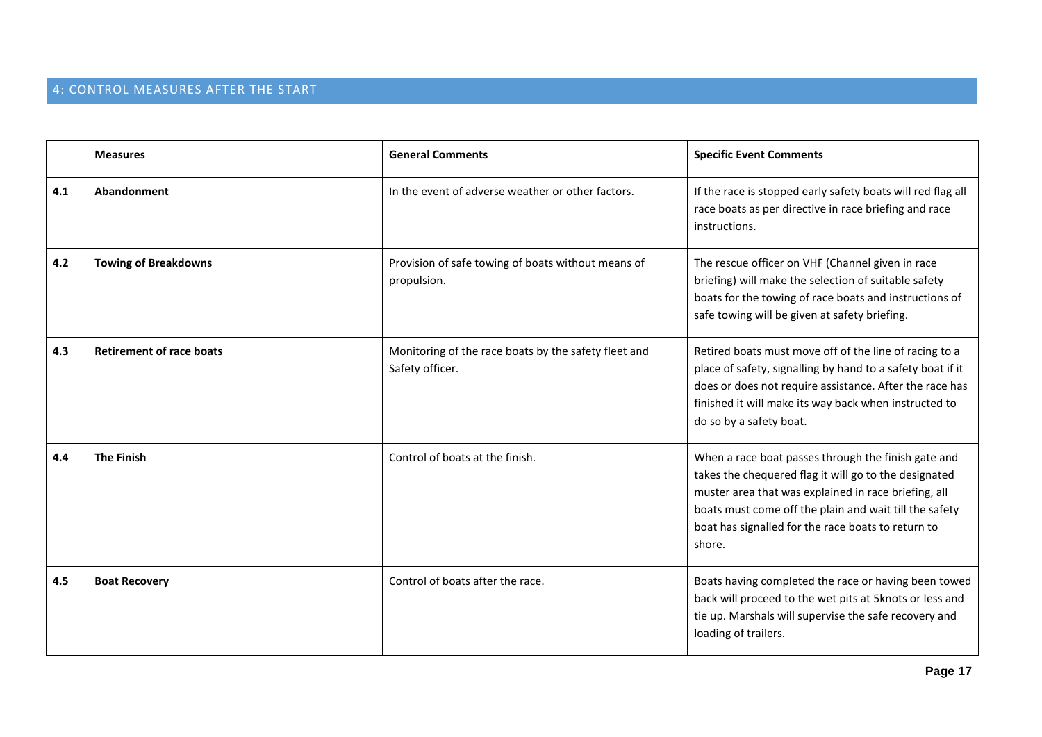## 4: CONTROL MEASURES AFTER THE START

| | **Measures** | **General Comments** | **Specific Event Comments** |
|---|---|---|---|
| **4.1** | **Abandonment** | In the event of adverse weather or other factors. | If the race is stopped early safety boats will red flag all race boats as per directive in race briefing and race instructions. |
| **4.2** | **Towing of Breakdowns** | Provision of safe towing of boats without means of propulsion. | The rescue officer on VHF (Channel given in race briefing) will make the selection of suitable safety boats for the towing of race boats and instructions of safe towing will be given at safety briefing. |
| **4.3** | **Retirement of race boats** | Monitoring of the race boats by the safety fleet and Safety officer. | Retired boats must move off of the line of racing to a place of safety, signalling by hand to a safety boat if it does or does not require assistance. After the race has finished it will make its way back when instructed to do so by a safety boat. |
| **4.4** | **The Finish** | Control of boats at the finish. | When a race boat passes through the finish gate and takes the chequered flag it will go to the designated muster area that was explained in race briefing, all boats must come off the plain and wait till the safety boat has signalled for the race boats to return to shore. |
| **4.5** | **Boat Recovery** | Control of boats after the race. | Boats having completed the race or having been towed back will proceed to the wet pits at 5knots or less and tie up. Marshals will supervise the safe recovery and loading of trailers. |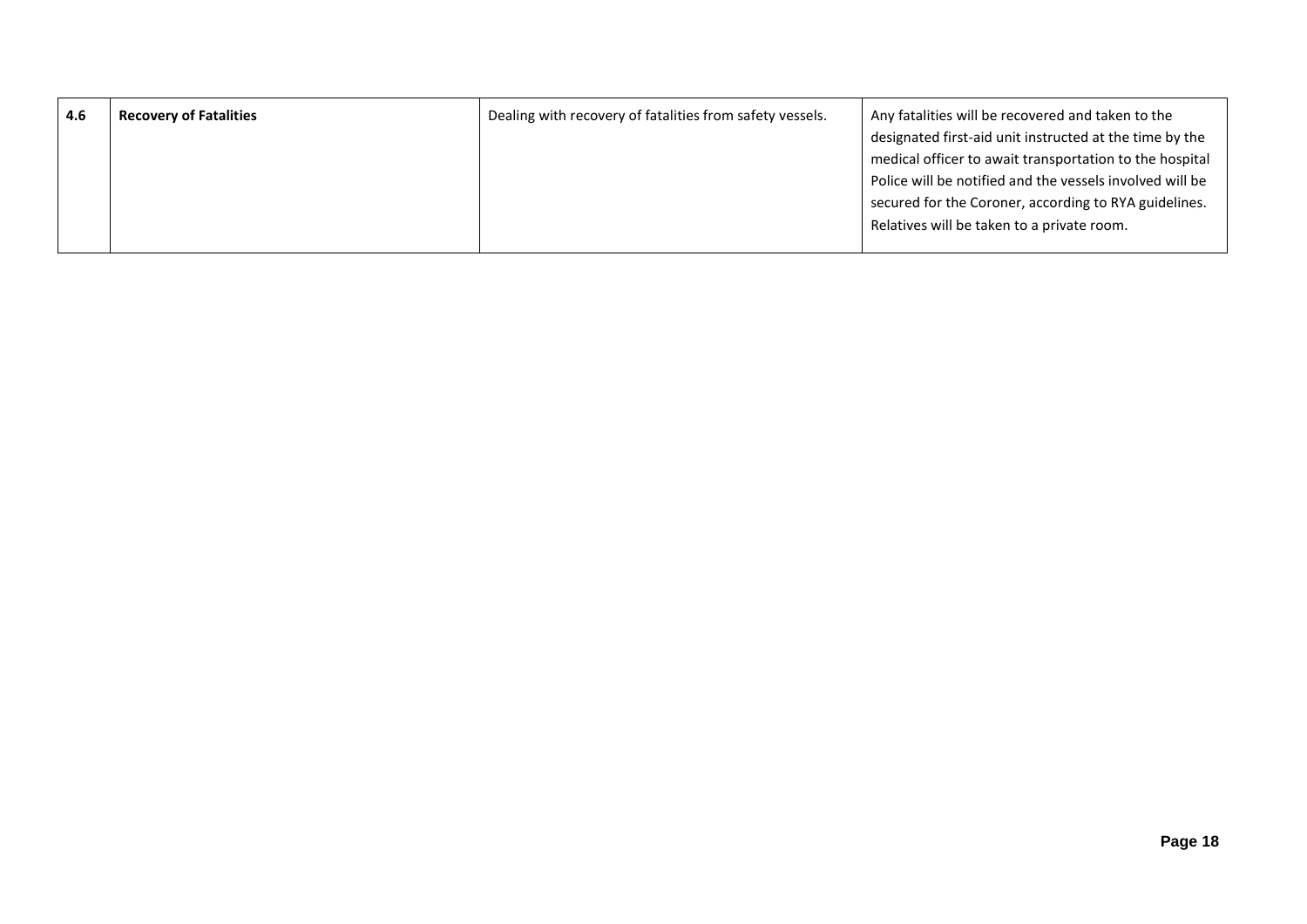| | | | |
|---|---|---|---|
| **4.6** | **Recovery of Fatalities** | Dealing with recovery of fatalities from safety vessels. | Any fatalities will be recovered and taken to the designated first-aid unit instructed at the time by the medical officer to await transportation to the hospital Police will be notified and the vessels involved will be secured for the Coroner, according to RYA guidelines. Relatives will be taken to a private room. |